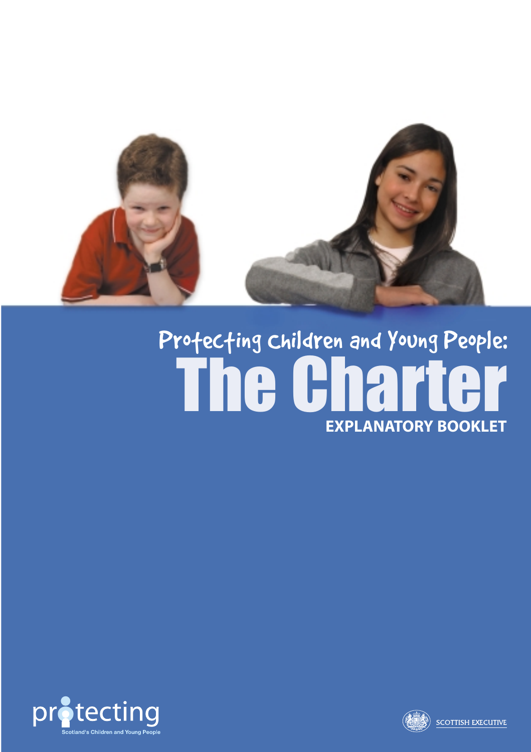# Protecting Children and Young People:

# The Charter

**EXPLANATORY BOOKLET**

protecting
Scotland's Children and Young People

SCOTTISH EXECUTIVE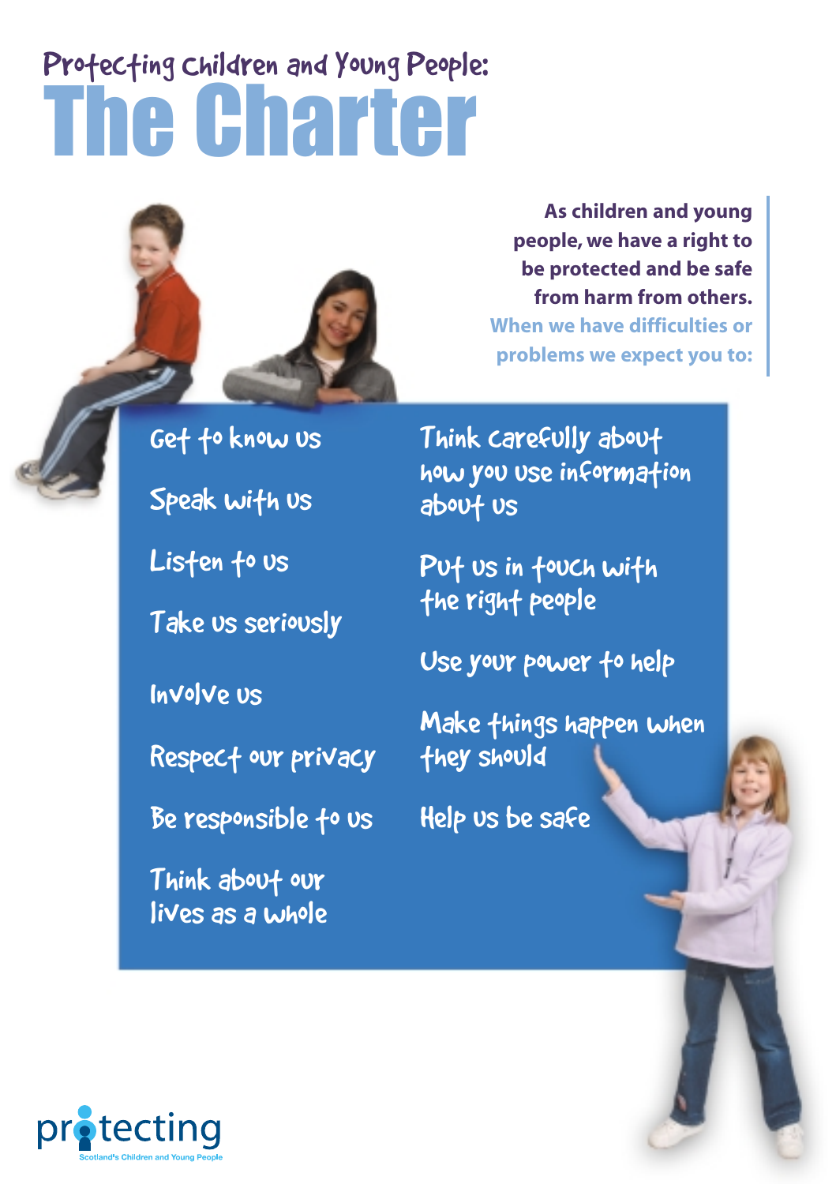# Protecting Children and Young People: The Charter

**As children and young people, we have a right to be protected and be safe from harm from others.**

**When we have difficulties or problems we expect you to:**

- Get to know us
- Speak with us
- Listen to us
- Take us seriously
- Involve us
- Respect our privacy
- Be responsible to us
- Think about our lives as a whole
- Think carefully about how you use information about us
- Put us in touch with the right people
- Use your power to help
- Make things happen when they should
- Help us be safe

protecting Scotland's Children and Young People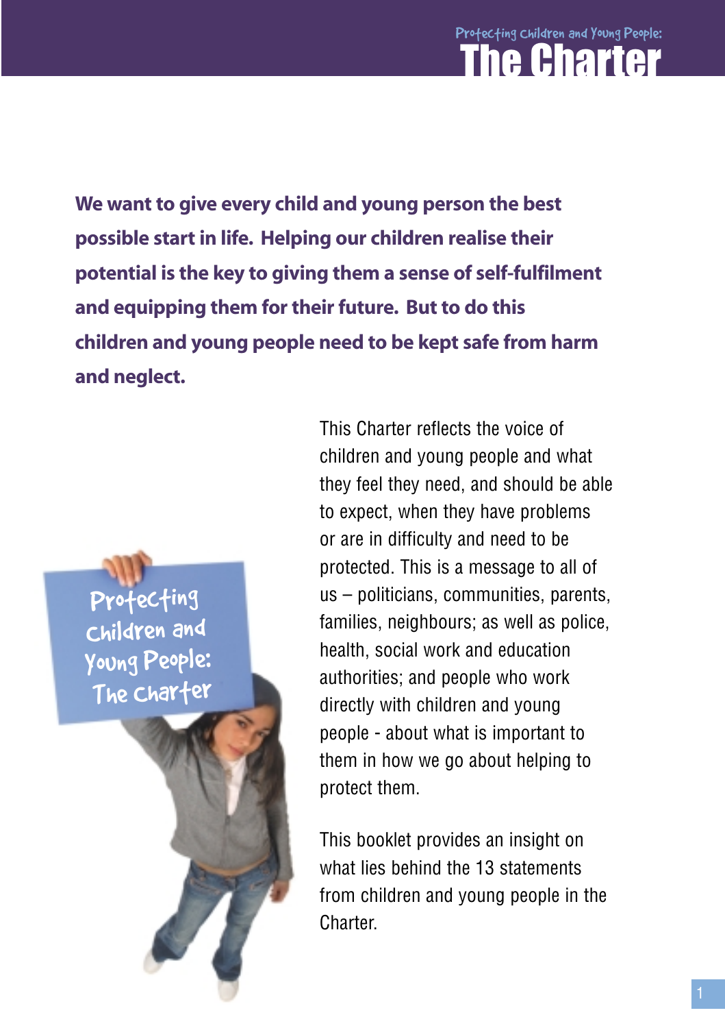**We want to give every child and young person the best possible start in life. Helping our children realise their potential is the key to giving them a sense of self-fulfilment and equipping them for their future. But to do this children and young people need to be kept safe from harm and neglect.**

This Charter reflects the voice of children and young people and what they feel they need, and should be able to expect, when they have problems or are in difficulty and need to be protected. This is a message to all of us – politicians, communities, parents, families, neighbours; as well as police, health, social work and education authorities; and people who work directly with children and young people - about what is important to them in how we go about helping to protect them.

This booklet provides an insight on what lies behind the 13 statements from children and young people in the Charter.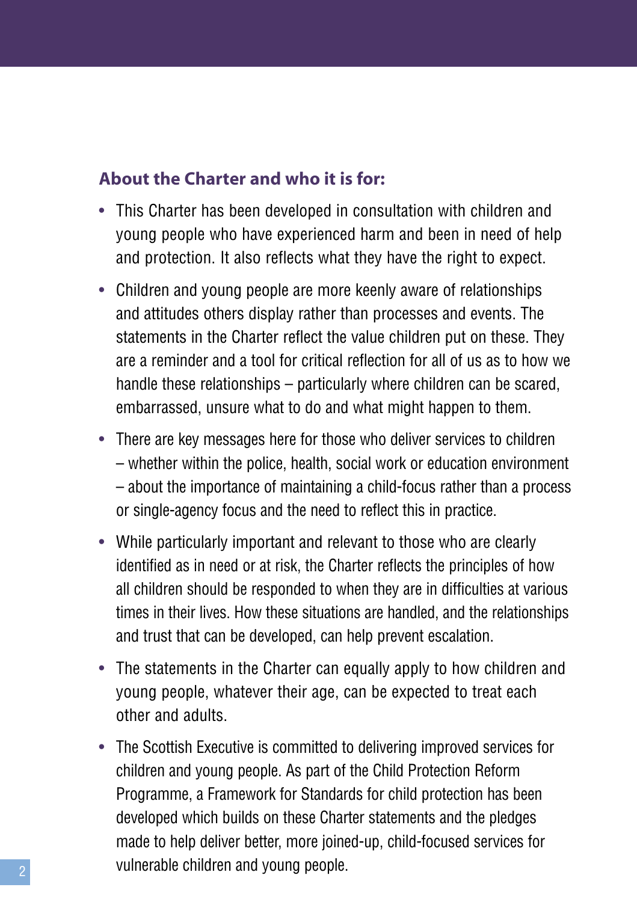## About the Charter and who it is for:

- This Charter has been developed in consultation with children and young people who have experienced harm and been in need of help and protection. It also reflects what they have the right to expect.
- Children and young people are more keenly aware of relationships and attitudes others display rather than processes and events. The statements in the Charter reflect the value children put on these. They are a reminder and a tool for critical reflection for all of us as to how we handle these relationships – particularly where children can be scared, embarrassed, unsure what to do and what might happen to them.
- There are key messages here for those who deliver services to children – whether within the police, health, social work or education environment – about the importance of maintaining a child-focus rather than a process or single-agency focus and the need to reflect this in practice.
- While particularly important and relevant to those who are clearly identified as in need or at risk, the Charter reflects the principles of how all children should be responded to when they are in difficulties at various times in their lives. How these situations are handled, and the relationships and trust that can be developed, can help prevent escalation.
- The statements in the Charter can equally apply to how children and young people, whatever their age, can be expected to treat each other and adults.
- The Scottish Executive is committed to delivering improved services for children and young people. As part of the Child Protection Reform Programme, a Framework for Standards for child protection has been developed which builds on these Charter statements and the pledges made to help deliver better, more joined-up, child-focused services for vulnerable children and young people.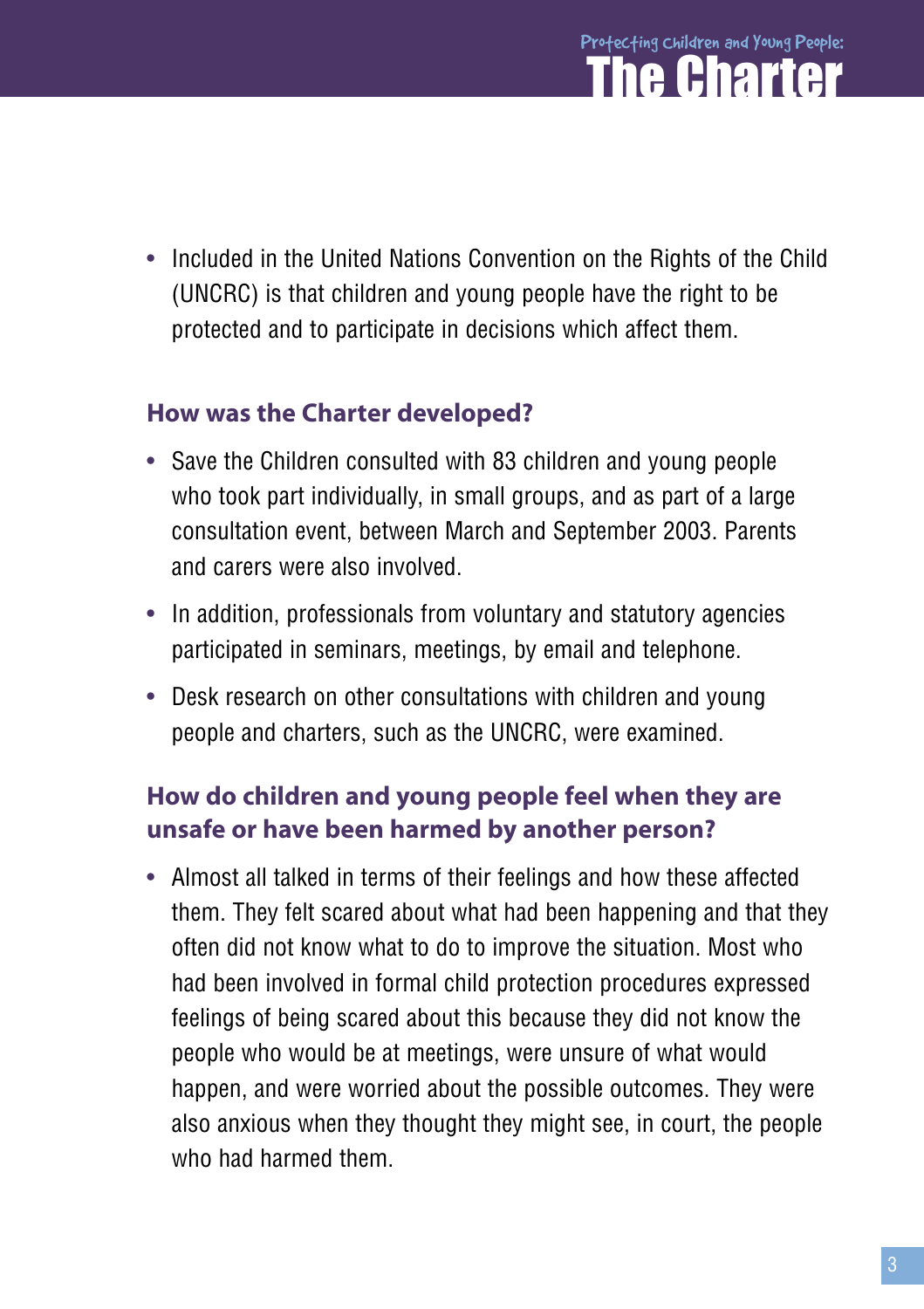- Included in the United Nations Convention on the Rights of the Child (UNCRC) is that children and young people have the right to be protected and to participate in decisions which affect them.

## How was the Charter developed?

- Save the Children consulted with 83 children and young people who took part individually, in small groups, and as part of a large consultation event, between March and September 2003. Parents and carers were also involved.
- In addition, professionals from voluntary and statutory agencies participated in seminars, meetings, by email and telephone.
- Desk research on other consultations with children and young people and charters, such as the UNCRC, were examined.

## How do children and young people feel when they are unsafe or have been harmed by another person?

- Almost all talked in terms of their feelings and how these affected them. They felt scared about what had been happening and that they often did not know what to do to improve the situation. Most who had been involved in formal child protection procedures expressed feelings of being scared about this because they did not know the people who would be at meetings, were unsure of what would happen, and were worried about the possible outcomes. They were also anxious when they thought they might see, in court, the people who had harmed them.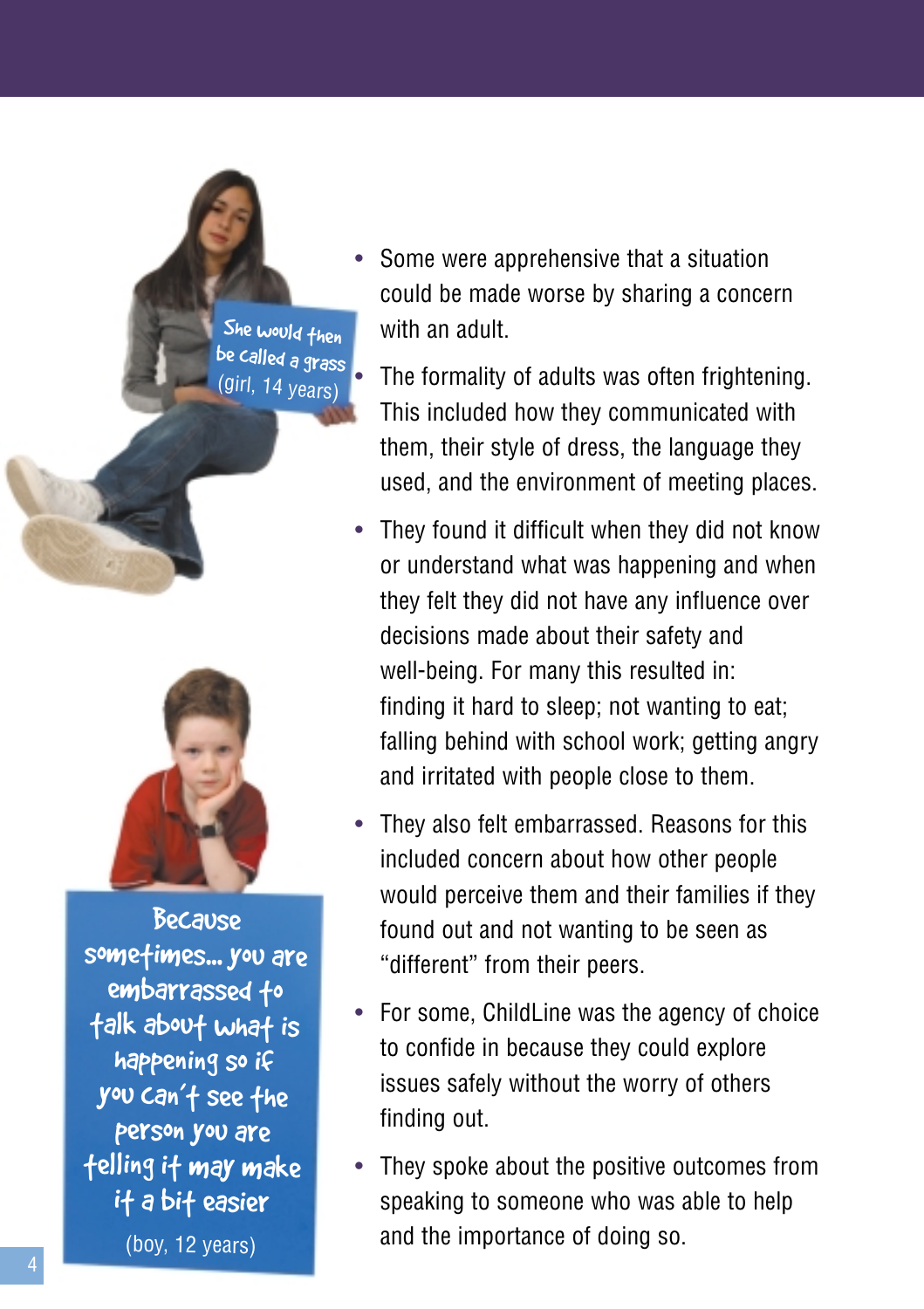She would then be called a grass (girl, 14 years)

Because sometimes... you are embarrassed to talk about what is happening so if you can't see the person you are telling it may make it a bit easier

(boy, 12 years)

- Some were apprehensive that a situation could be made worse by sharing a concern with an adult.
- The formality of adults was often frightening. This included how they communicated with them, their style of dress, the language they used, and the environment of meeting places.
- They found it difficult when they did not know or understand what was happening and when they felt they did not have any influence over decisions made about their safety and well-being. For many this resulted in: finding it hard to sleep; not wanting to eat; falling behind with school work; getting angry and irritated with people close to them.
- They also felt embarrassed. Reasons for this included concern about how other people would perceive them and their families if they found out and not wanting to be seen as "different" from their peers.
- For some, ChildLine was the agency of choice to confide in because they could explore issues safely without the worry of others finding out.
- They spoke about the positive outcomes from speaking to someone who was able to help and the importance of doing so.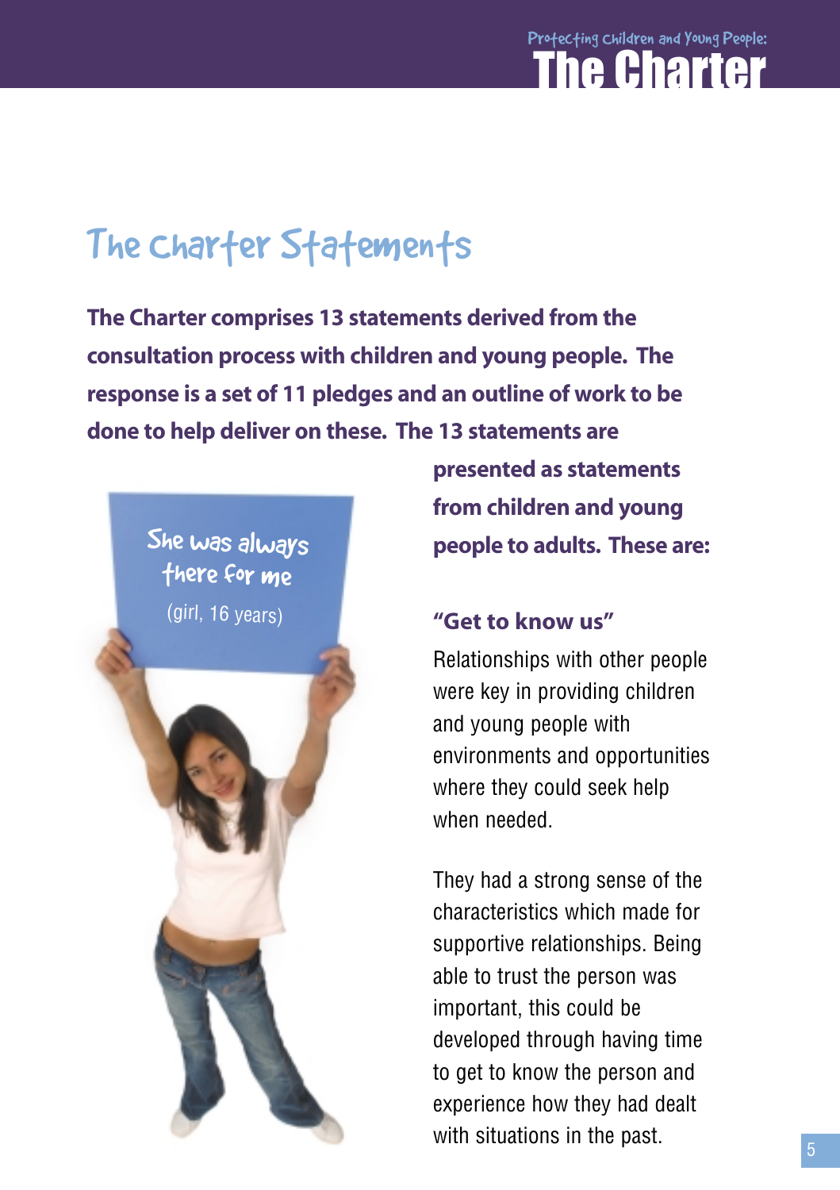## The Charter Statements

**The Charter comprises 13 statements derived from the consultation process with children and young people. The response is a set of 11 pledges and an outline of work to be done to help deliver on these. The 13 statements are presented as statements from children and young people to adults. These are:**

She was always there for me

(girl, 16 years)

### "Get to know us"

Relationships with other people were key in providing children and young people with environments and opportunities where they could seek help when needed.

They had a strong sense of the characteristics which made for supportive relationships. Being able to trust the person was important, this could be developed through having time to get to know the person and experience how they had dealt with situations in the past.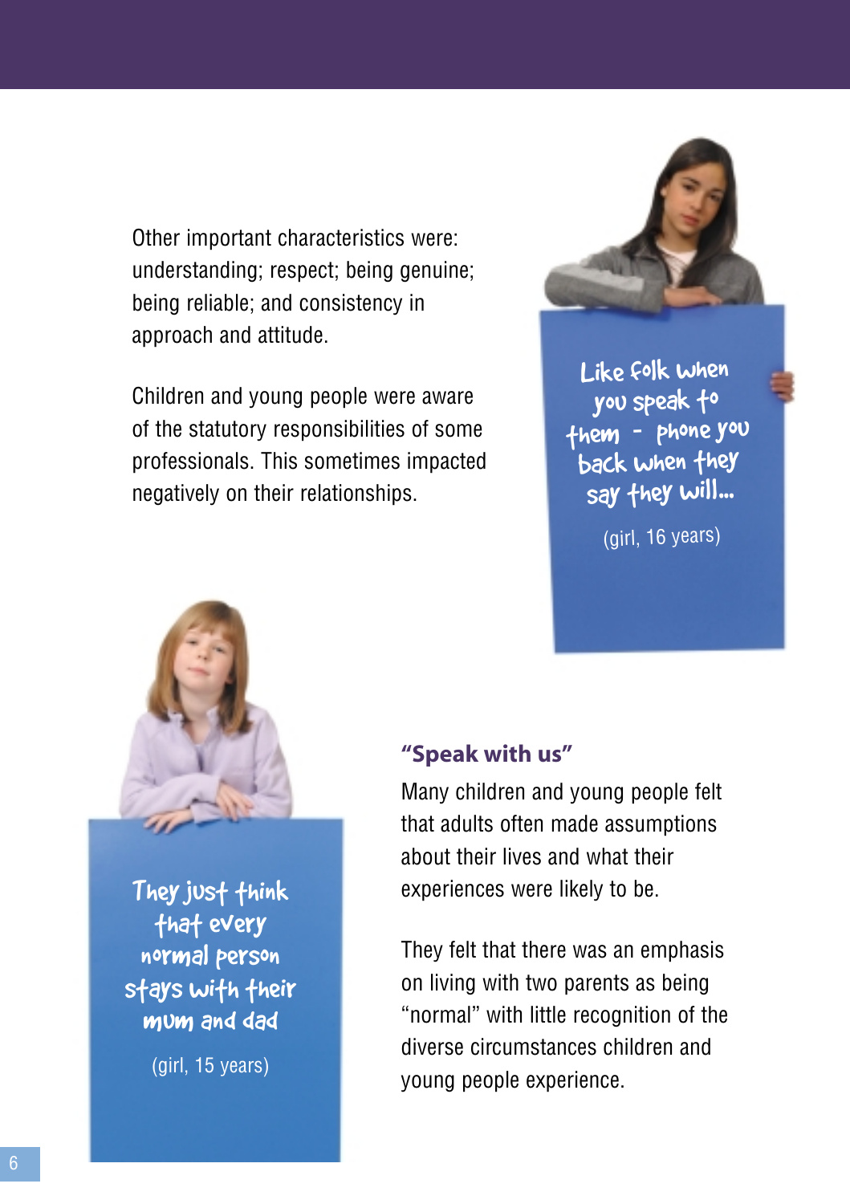Other important characteristics were: understanding; respect; being genuine; being reliable; and consistency in approach and attitude.

Children and young people were aware of the statutory responsibilities of some professionals. This sometimes impacted negatively on their relationships.

> Like folk when you speak to them - phone you back when they say they will...
>
> (girl, 16 years)

> They just think that every normal person stays with their mum and dad
>
> (girl, 15 years)

### "Speak with us"

Many children and young people felt that adults often made assumptions about their lives and what their experiences were likely to be.

They felt that there was an emphasis on living with two parents as being "normal" with little recognition of the diverse circumstances children and young people experience.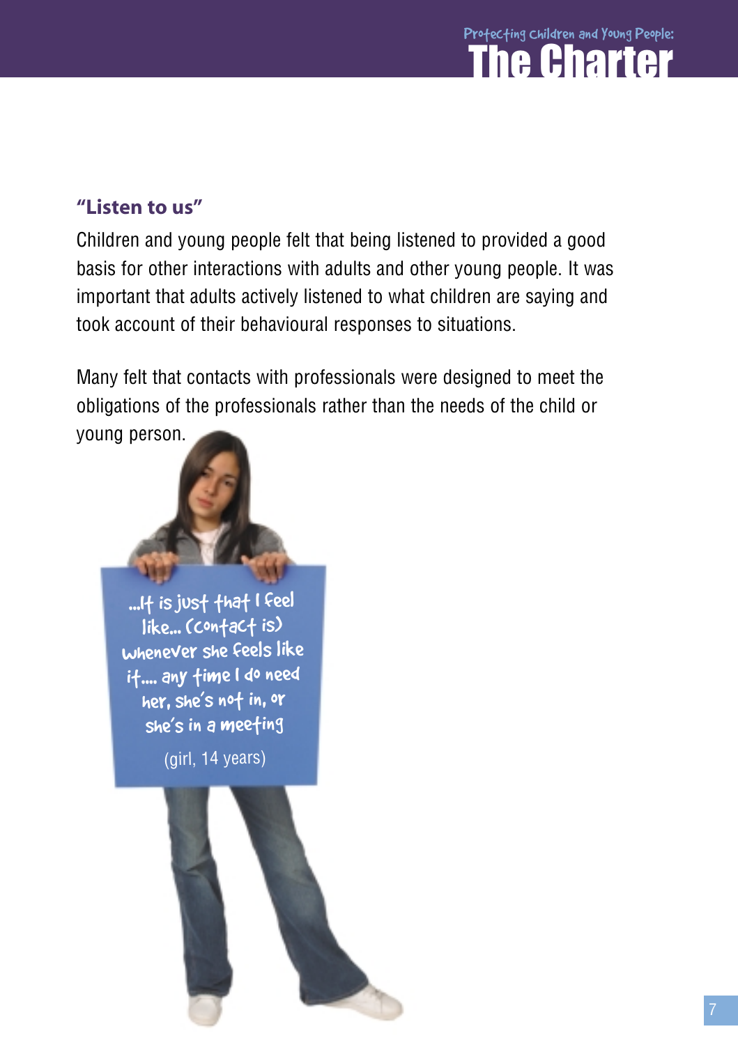### "Listen to us"

Children and young people felt that being listened to provided a good basis for other interactions with adults and other young people. It was important that adults actively listened to what children are saying and took account of their behavioural responses to situations.

Many felt that contacts with professionals were designed to meet the obligations of the professionals rather than the needs of the child or young person.

...It is just that I feel like... (contact is) whenever she feels like it.... any time I do need her, she's not in, or she's in a meeting

(girl, 14 years)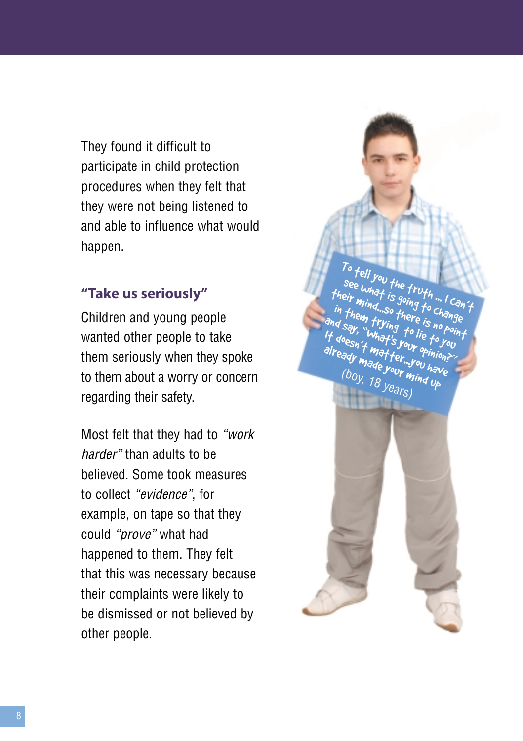They found it difficult to participate in child protection procedures when they felt that they were not being listened to and able to influence what would happen.

### "Take us seriously"

Children and young people wanted other people to take them seriously when they spoke to them about a worry or concern regarding their safety.

Most felt that they had to *"work harder"* than adults to be believed. Some took measures to collect *"evidence"*, for example, on tape so that they could *"prove"* what had happened to them. They felt that this was necessary because their complaints were likely to be dismissed or not believed by other people.

To tell you the truth ... I can't see what is going to change their mind...so there is no point in them trying to lie to you and say, "What's your opinion?" It doesn't matter...you have already made your mind up

(boy, 18 years)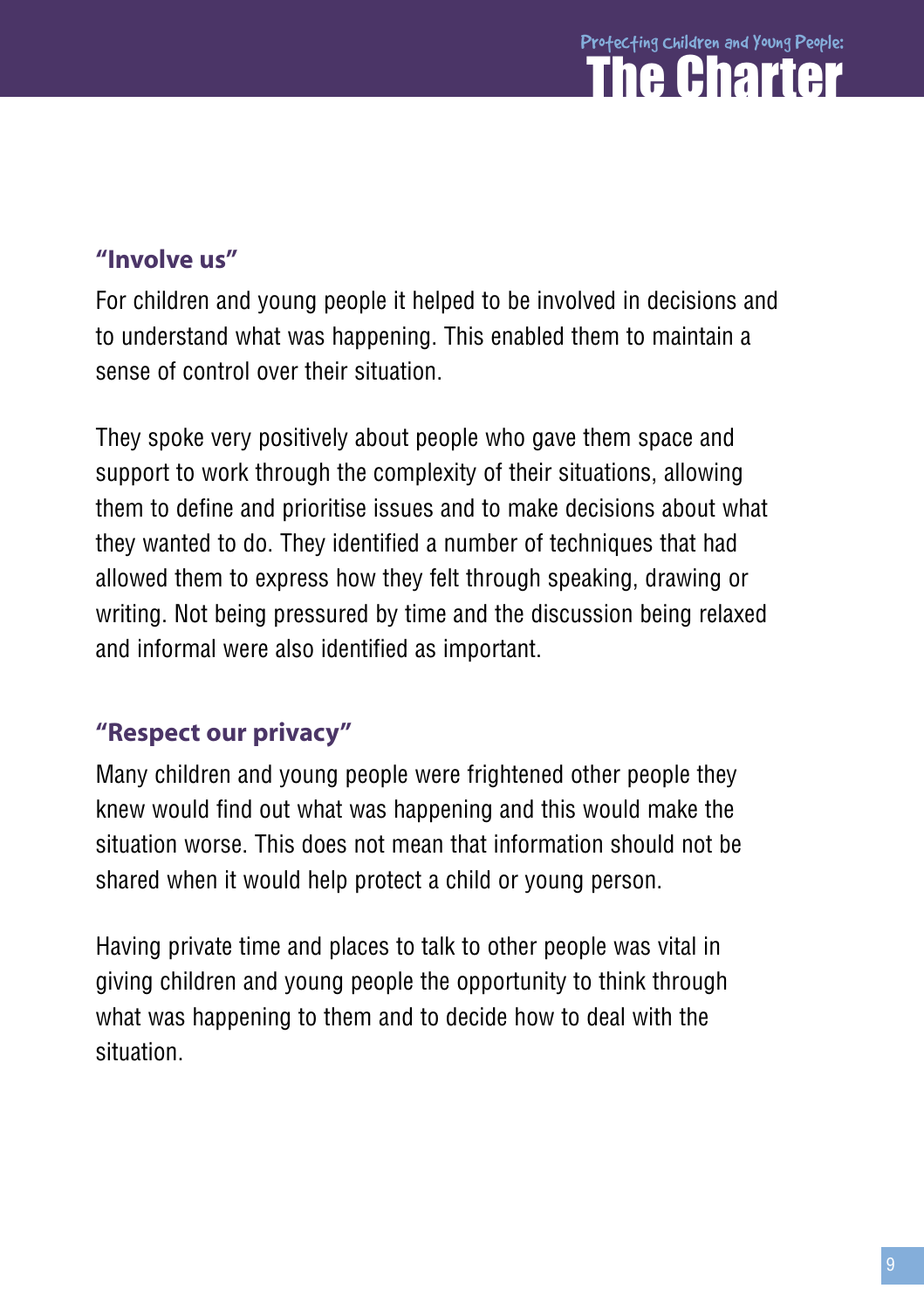### "Involve us"

For children and young people it helped to be involved in decisions and to understand what was happening. This enabled them to maintain a sense of control over their situation.

They spoke very positively about people who gave them space and support to work through the complexity of their situations, allowing them to define and prioritise issues and to make decisions about what they wanted to do. They identified a number of techniques that had allowed them to express how they felt through speaking, drawing or writing. Not being pressured by time and the discussion being relaxed and informal were also identified as important.

### "Respect our privacy"

Many children and young people were frightened other people they knew would find out what was happening and this would make the situation worse. This does not mean that information should not be shared when it would help protect a child or young person.

Having private time and places to talk to other people was vital in giving children and young people the opportunity to think through what was happening to them and to decide how to deal with the situation.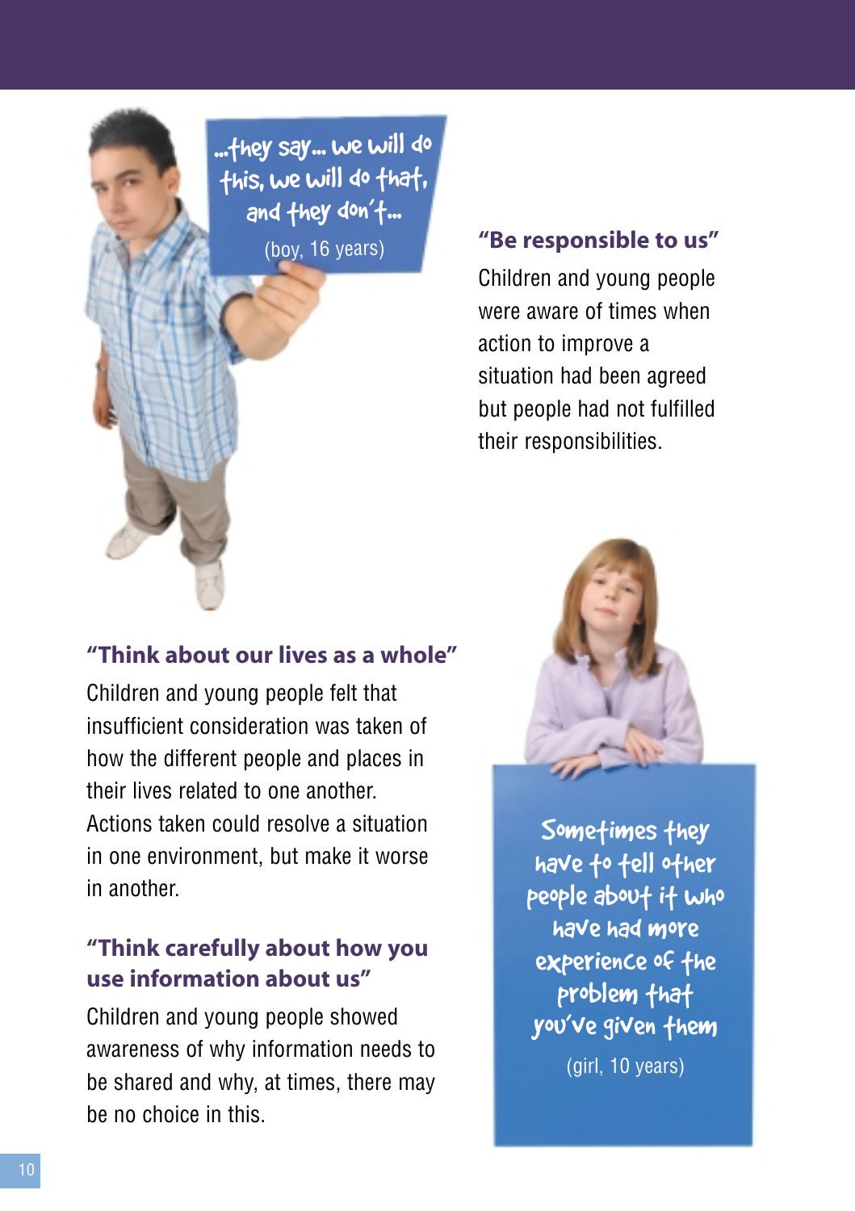> …they say… we will do this, we will do that, and they don't…
>
> (boy, 16 years)

### "Be responsible to us"

Children and young people were aware of times when action to improve a situation had been agreed but people had not fulfilled their responsibilities.

### "Think about our lives as a whole"

Children and young people felt that insufficient consideration was taken of how the different people and places in their lives related to one another. Actions taken could resolve a situation in one environment, but make it worse in another.

### "Think carefully about how you use information about us"

Children and young people showed awareness of why information needs to be shared and why, at times, there may be no choice in this.

> Sometimes they have to tell other people about it who have had more experience of the problem that you've given them
>
> (girl, 10 years)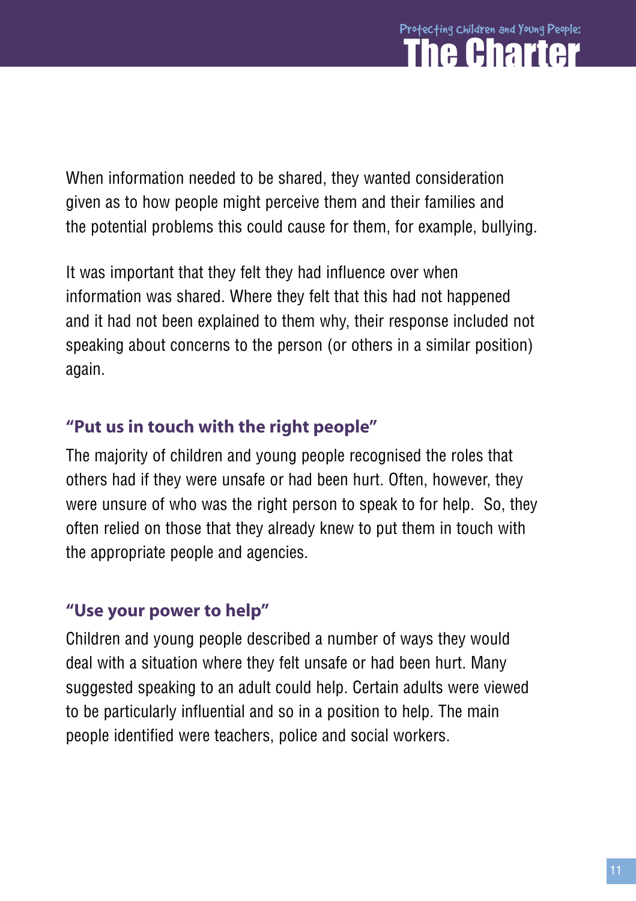When information needed to be shared, they wanted consideration given as to how people might perceive them and their families and the potential problems this could cause for them, for example, bullying.

It was important that they felt they had influence over when information was shared. Where they felt that this had not happened and it had not been explained to them why, their response included not speaking about concerns to the person (or others in a similar position) again.

### "Put us in touch with the right people"

The majority of children and young people recognised the roles that others had if they were unsafe or had been hurt. Often, however, they were unsure of who was the right person to speak to for help. So, they often relied on those that they already knew to put them in touch with the appropriate people and agencies.

### "Use your power to help"

Children and young people described a number of ways they would deal with a situation where they felt unsafe or had been hurt. Many suggested speaking to an adult could help. Certain adults were viewed to be particularly influential and so in a position to help. The main people identified were teachers, police and social workers.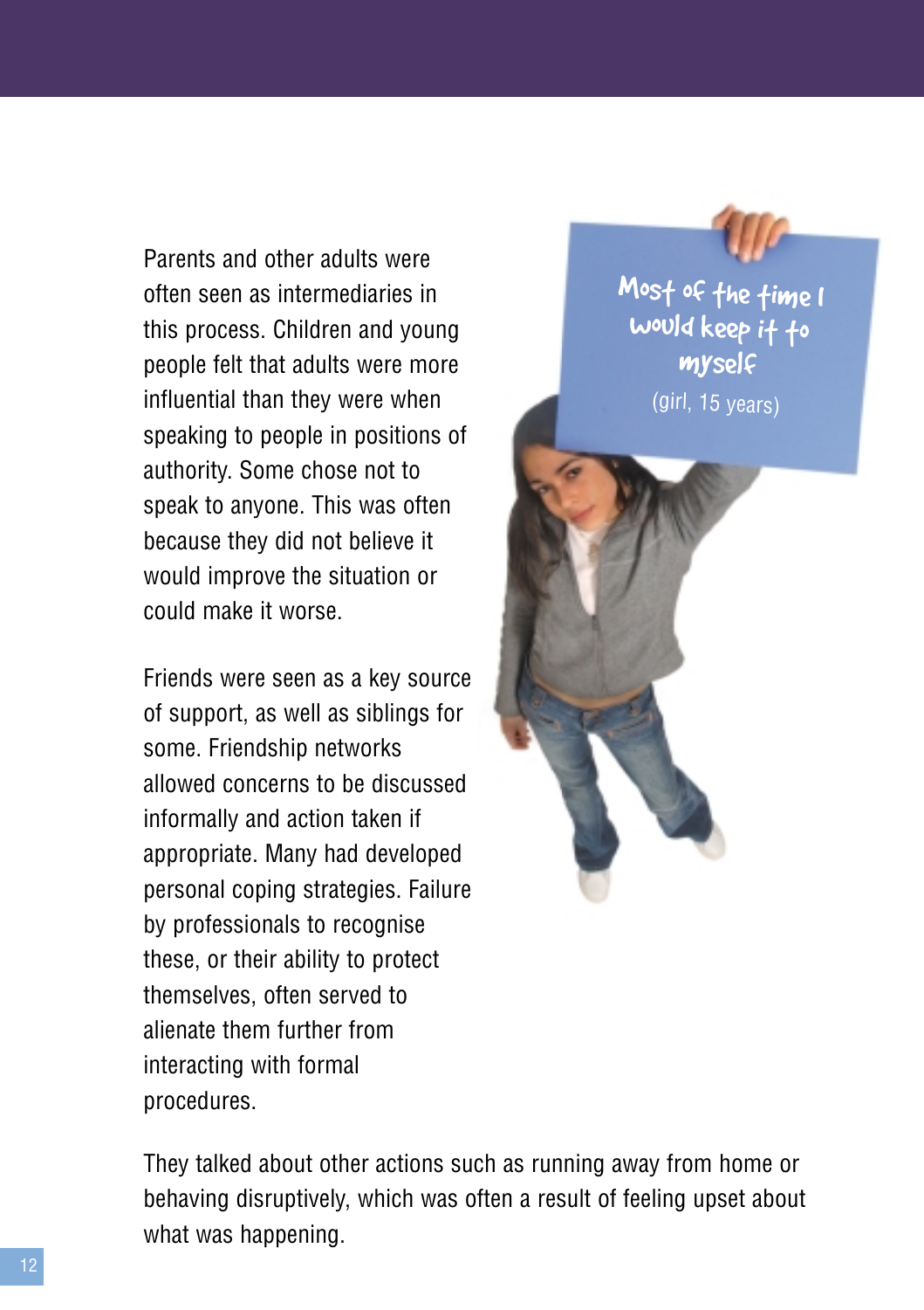Parents and other adults were often seen as intermediaries in this process. Children and young people felt that adults were more influential than they were when speaking to people in positions of authority. Some chose not to speak to anyone. This was often because they did not believe it would improve the situation or could make it worse.

Friends were seen as a key source of support, as well as siblings for some. Friendship networks allowed concerns to be discussed informally and action taken if appropriate. Many had developed personal coping strategies. Failure by professionals to recognise these, or their ability to protect themselves, often served to alienate them further from interacting with formal procedures.

Most of the time I would keep it to myself

(girl, 15 years)

They talked about other actions such as running away from home or behaving disruptively, which was often a result of feeling upset about what was happening.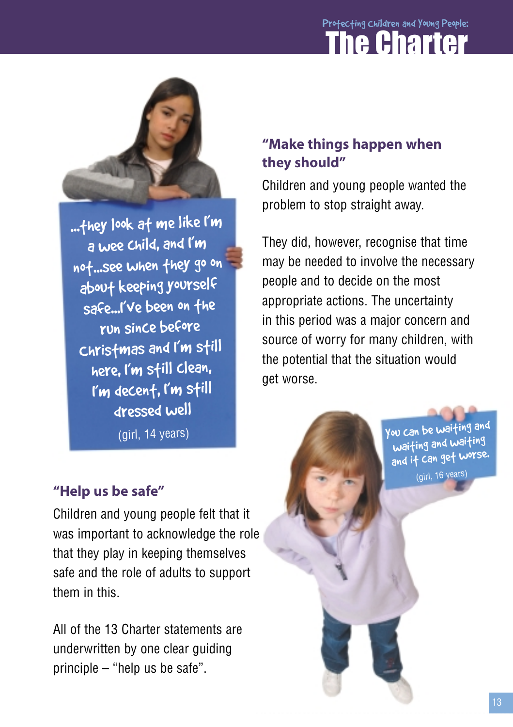> ...they look at me like I'm a wee child, and I'm not...see when they go on about keeping yourself safe...I've been on the run since before Christmas and I'm still here, I'm still clean, I'm decent, I'm still dressed well
>
> (girl, 14 years)

### "Make things happen when they should"

Children and young people wanted the problem to stop straight away.

They did, however, recognise that time may be needed to involve the necessary people and to decide on the most appropriate actions. The uncertainty in this period was a major concern and source of worry for many children, with the potential that the situation would get worse.

> You can be waiting and waiting and waiting and it can get worse.
>
> (girl, 16 years)

### "Help us be safe"

Children and young people felt that it was important to acknowledge the role that they play in keeping themselves safe and the role of adults to support them in this.

All of the 13 Charter statements are underwritten by one clear guiding principle – "help us be safe".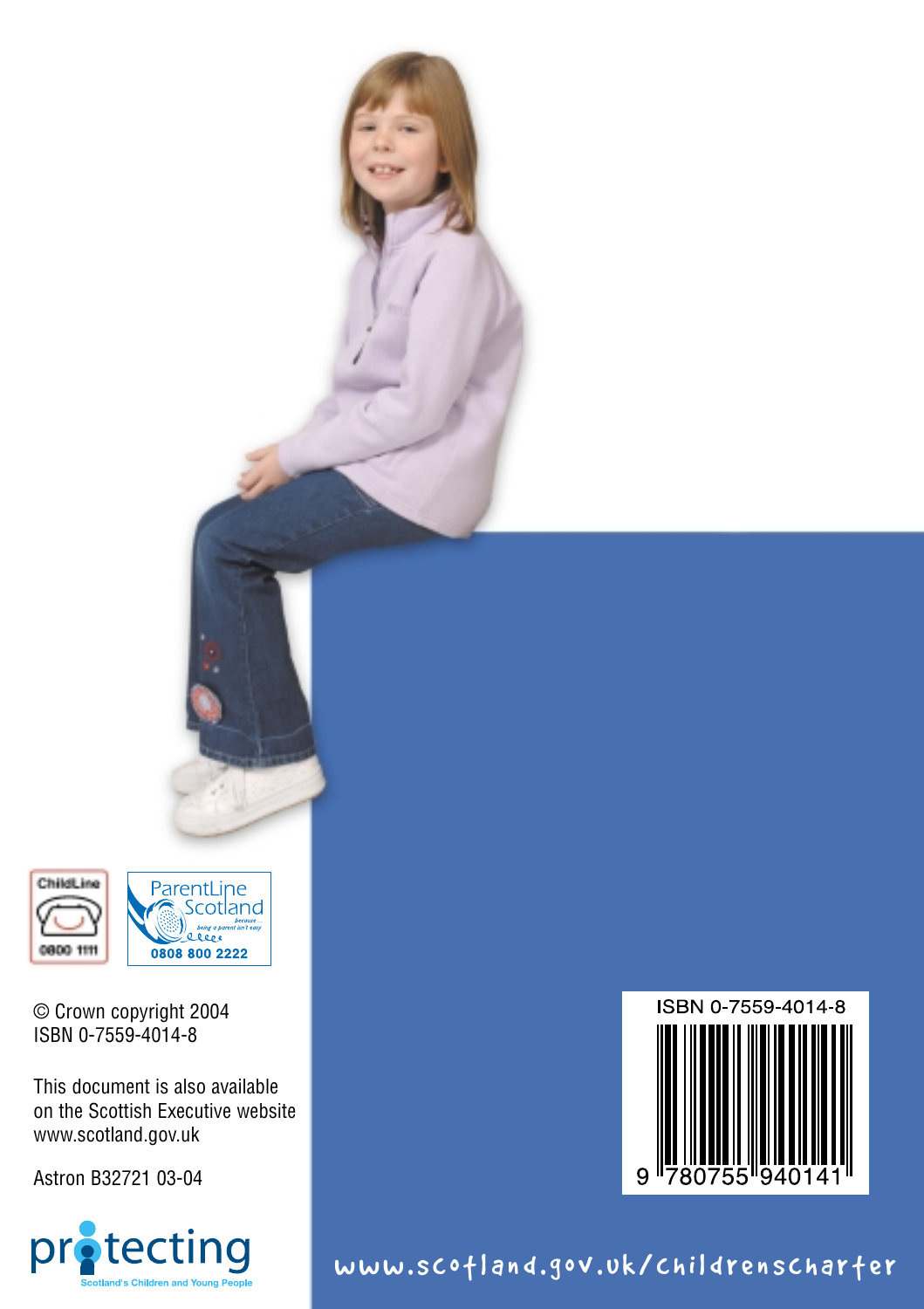ChildLine
0800 1111

ParentLine Scotland
because... being a parent isn't easy
0808 800 2222

© Crown copyright 2004
ISBN 0-7559-4014-8

This document is also available on the Scottish Executive website www.scotland.gov.uk

Astron B32721 03-04

protecting
Scotland's Children and Young People

ISBN 0-7559-4014-8

9 780755 940141

www.scotland.gov.uk/childrenscharter